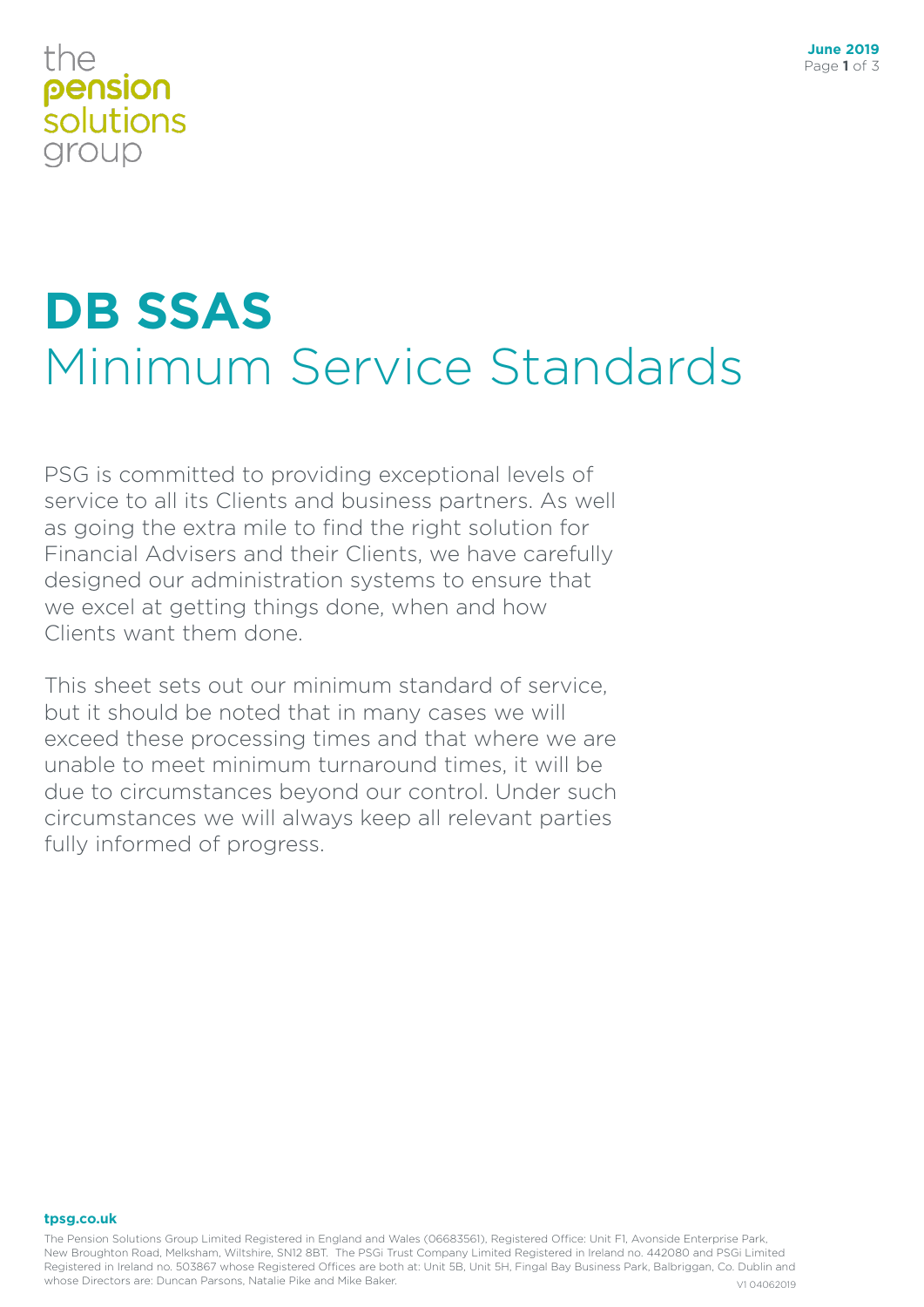the **pension** solutions group

# DB SSAS
## Minimum Service Standards

PSG is committed to providing exceptional levels of service to all its Clients and business partners. As well as going the extra mile to find the right solution for Financial Advisers and their Clients, we have carefully designed our administration systems to ensure that we excel at getting things done, when and how Clients want them done.

This sheet sets out our minimum standard of service, but it should be noted that in many cases we will exceed these processing times and that where we are unable to meet minimum turnaround times, it will be due to circumstances beyond our control. Under such circumstances we will always keep all relevant parties fully informed of progress.

**tpsg.co.uk**

The Pension Solutions Group Limited Registered in England and Wales (06683561), Registered Office: Unit F1, Avonside Enterprise Park, New Broughton Road, Melksham, Wiltshire, SN12 8BT. The PSGi Trust Company Limited Registered in Ireland no. 442080 and PSGi Limited Registered in Ireland no. 503867 whose Registered Offices are both at: Unit 5B, Unit 5H, Fingal Bay Business Park, Balbriggan, Co. Dublin and whose Directors are: Duncan Parsons, Natalie Pike and Mike Baker.

V1 04062019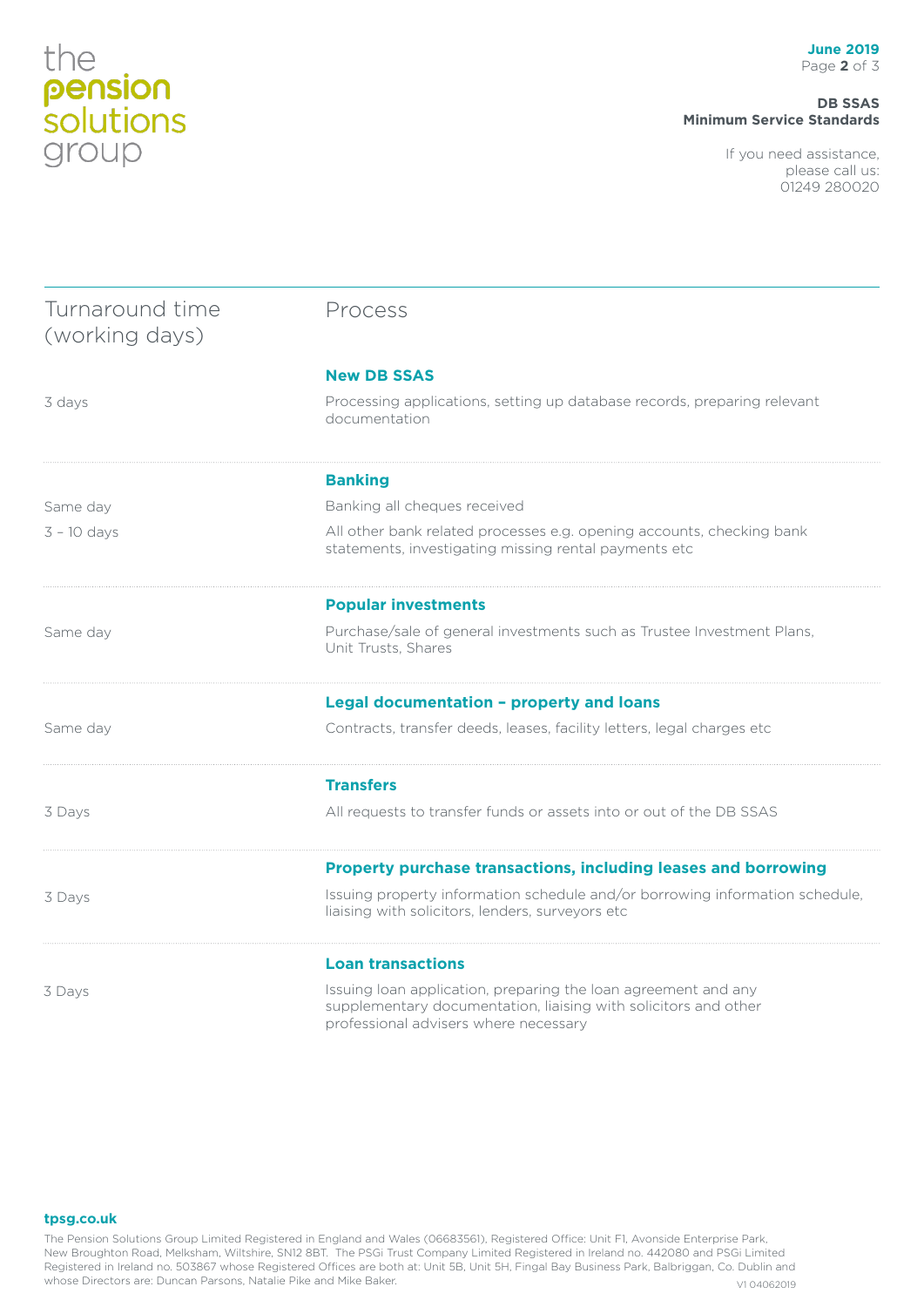| Turnaround time (working days) | Process |
| --- | --- |
| | **New DB SSAS** |
| 3 days | Processing applications, setting up database records, preparing relevant documentation |
| | **Banking** |
| Same day | Banking all cheques received |
| 3 – 10 days | All other bank related processes e.g. opening accounts, checking bank statements, investigating missing rental payments etc |
| | **Popular investments** |
| Same day | Purchase/sale of general investments such as Trustee Investment Plans, Unit Trusts, Shares |
| | **Legal documentation – property and loans** |
| Same day | Contracts, transfer deeds, leases, facility letters, legal charges etc |
| | **Transfers** |
| 3 Days | All requests to transfer funds or assets into or out of the DB SSAS |
| | **Property purchase transactions, including leases and borrowing** |
| 3 Days | Issuing property information schedule and/or borrowing information schedule, liaising with solicitors, lenders, surveyors etc |
| | **Loan transactions** |
| 3 Days | Issuing loan application, preparing the loan agreement and any supplementary documentation, liaising with solicitors and other professional advisers where necessary |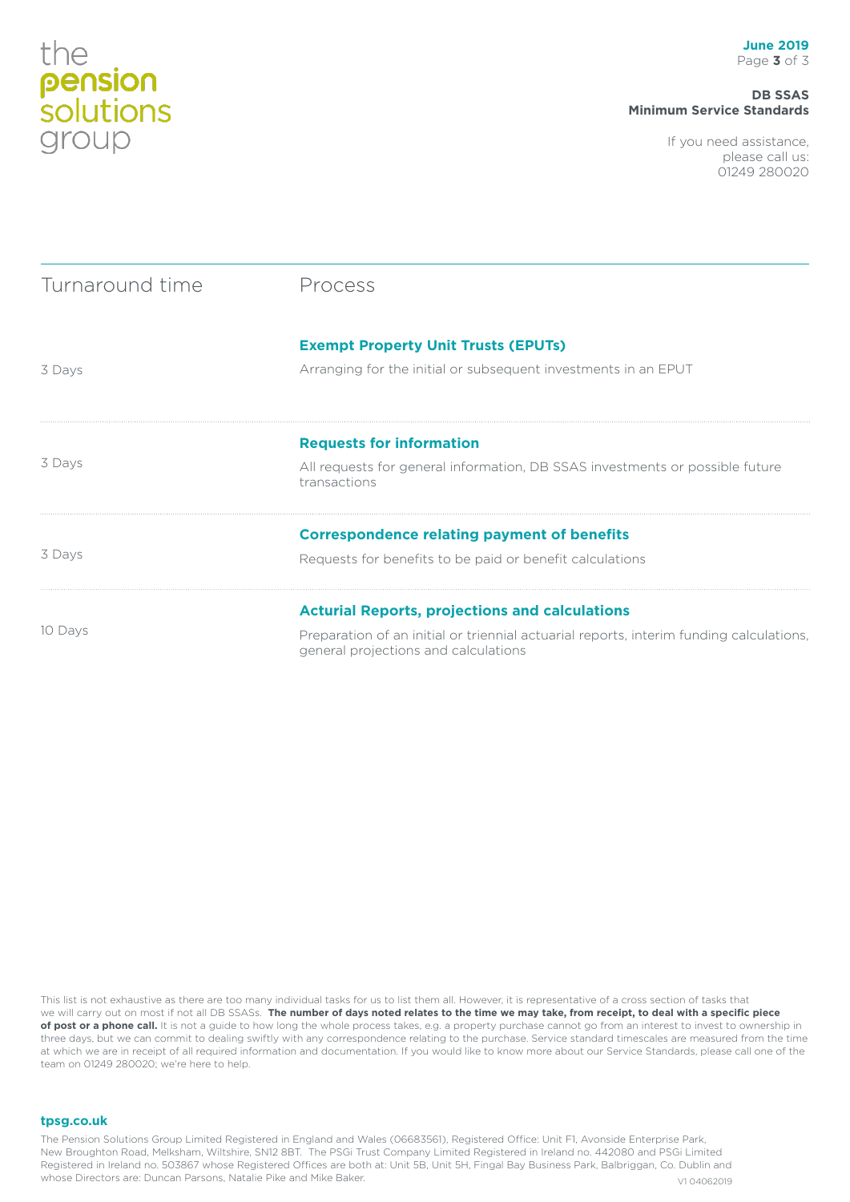| Turnaround time | Process |
|---|---|
| 3 Days | **Exempt Property Unit Trusts (EPUTs)**<br>Arranging for the initial or subsequent investments in an EPUT |
| 3 Days | **Requests for information**<br>All requests for general information, DB SSAS investments or possible future transactions |
| 3 Days | **Correspondence relating payment of benefits**<br>Requests for benefits to be paid or benefit calculations |
| 10 Days | **Acturial Reports, projections and calculations**<br>Preparation of an initial or triennial actuarial reports, interim funding calculations, general projections and calculations |

This list is not exhaustive as there are too many individual tasks for us to list them all. However, it is representative of a cross section of tasks that we will carry out on most if not all DB SSASs. **The number of days noted relates to the time we may take, from receipt, to deal with a specific piece of post or a phone call.** It is not a guide to how long the whole process takes, e.g. a property purchase cannot go from an interest to invest to ownership in three days, but we can commit to dealing swiftly with any correspondence relating to the purchase. Service standard timescales are measured from the time at which we are in receipt of all required information and documentation. If you would like to know more about our Service Standards, please call one of the team on 01249 280020; we're here to help.

**tpsg.co.uk**

The Pension Solutions Group Limited Registered in England and Wales (06683561), Registered Office: Unit F1, Avonside Enterprise Park, New Broughton Road, Melksham, Wiltshire, SN12 8BT. The PSGi Trust Company Limited Registered in Ireland no. 442080 and PSGi Limited Registered in Ireland no. 503867 whose Registered Offices are both at: Unit 5B, Unit 5H, Fingal Bay Business Park, Balbriggan, Co. Dublin and whose Directors are: Duncan Parsons, Natalie Pike and Mike Baker.

V1 04062019